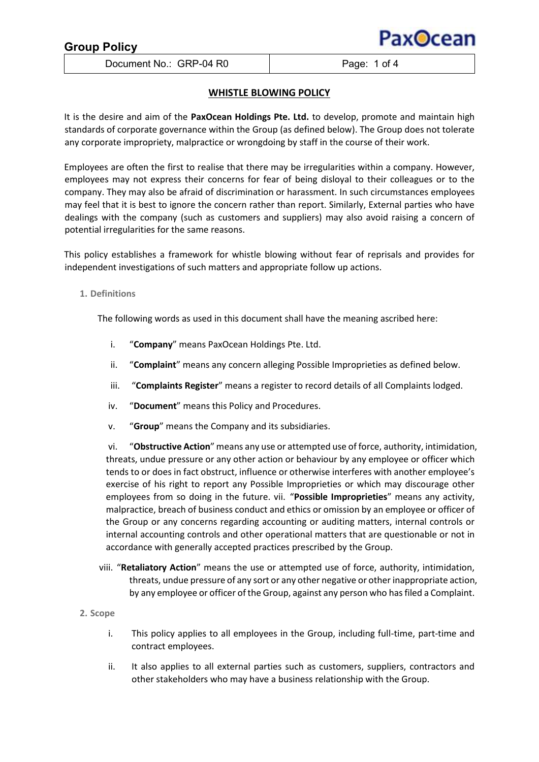# WHISTLE BLOWING POLICY

It is the desire and aim of the **PaxOcean Holdings Pte. Ltd.** to develop, promote and maintain high standards of corporate governance within the Group (as defined below). The Group does not tolerate any corporate impropriety, malpractice or wrongdoing by staff in the course of their work.

Employees are often the first to realise that there may be irregularities within a company. However, employees may not express their concerns for fear of being disloyal to their colleagues or to the company. They may also be afraid of discrimination or harassment. In such circumstances employees may feel that it is best to ignore the concern rather than report. Similarly, External parties who have dealings with the company (such as customers and suppliers) may also avoid raising a concern of potential irregularities for the same reasons.

This policy establishes a framework for whistle blowing without fear of reprisals and provides for independent investigations of such matters and appropriate follow up actions.

## 1. Definitions

The following words as used in this document shall have the meaning ascribed here:

i. "**Company**" means PaxOcean Holdings Pte. Ltd.

ii. "**Complaint**" means any concern alleging Possible Improprieties as defined below.

iii. "**Complaints Register**" means a register to record details of all Complaints lodged.

iv. "**Document**" means this Policy and Procedures.

v. "**Group**" means the Company and its subsidiaries.

vi. "**Obstructive Action**" means any use or attempted use of force, authority, intimidation, threats, undue pressure or any other action or behaviour by any employee or officer which tends to or does in fact obstruct, influence or otherwise interferes with another employee's exercise of his right to report any Possible Improprieties or which may discourage other employees from so doing in the future.

vii. "**Possible Improprieties**" means any activity, malpractice, breach of business conduct and ethics or omission by an employee or officer of the Group or any concerns regarding accounting or auditing matters, internal controls or internal accounting controls and other operational matters that are questionable or not in accordance with generally accepted practices prescribed by the Group.

viii. "**Retaliatory Action**" means the use or attempted use of force, authority, intimidation, threats, undue pressure of any sort or any other negative or other inappropriate action, by any employee or officer of the Group, against any person who has filed a Complaint.

## 2. Scope

i. This policy applies to all employees in the Group, including full-time, part-time and contract employees.

ii. It also applies to all external parties such as customers, suppliers, contractors and other stakeholders who may have a business relationship with the Group.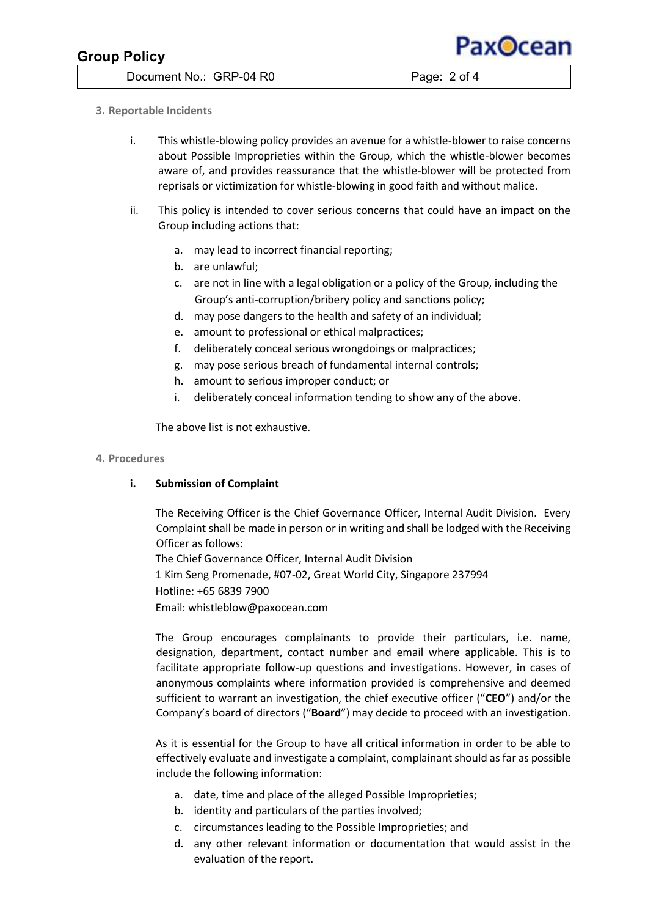## 3. Reportable Incidents

i. This whistle-blowing policy provides an avenue for a whistle-blower to raise concerns about Possible Improprieties within the Group, which the whistle-blower becomes aware of, and provides reassurance that the whistle-blower will be protected from reprisals or victimization for whistle-blowing in good faith and without malice.

ii. This policy is intended to cover serious concerns that could have an impact on the Group including actions that:

   a. may lead to incorrect financial reporting;
   b. are unlawful;
   c. are not in line with a legal obligation or a policy of the Group, including the Group's anti-corruption/bribery policy and sanctions policy;
   d. may pose dangers to the health and safety of an individual;
   e. amount to professional or ethical malpractices;
   f. deliberately conceal serious wrongdoings or malpractices;
   g. may pose serious breach of fundamental internal controls;
   h. amount to serious improper conduct; or
   i. deliberately conceal information tending to show any of the above.

   The above list is not exhaustive.

## 4. Procedures

### i. Submission of Complaint

The Receiving Officer is the Chief Governance Officer, Internal Audit Division. Every Complaint shall be made in person or in writing and shall be lodged with the Receiving Officer as follows:

The Chief Governance Officer, Internal Audit Division
1 Kim Seng Promenade, #07-02, Great World City, Singapore 237994
Hotline: +65 6839 7900
Email: whistleblow@paxocean.com

The Group encourages complainants to provide their particulars, i.e. name, designation, department, contact number and email where applicable. This is to facilitate appropriate follow-up questions and investigations. However, in cases of anonymous complaints where information provided is comprehensive and deemed sufficient to warrant an investigation, the chief executive officer ("**CEO**") and/or the Company's board of directors ("**Board**") may decide to proceed with an investigation.

As it is essential for the Group to have all critical information in order to be able to effectively evaluate and investigate a complaint, complainant should as far as possible include the following information:

   a. date, time and place of the alleged Possible Improprieties;
   b. identity and particulars of the parties involved;
   c. circumstances leading to the Possible Improprieties; and
   d. any other relevant information or documentation that would assist in the evaluation of the report.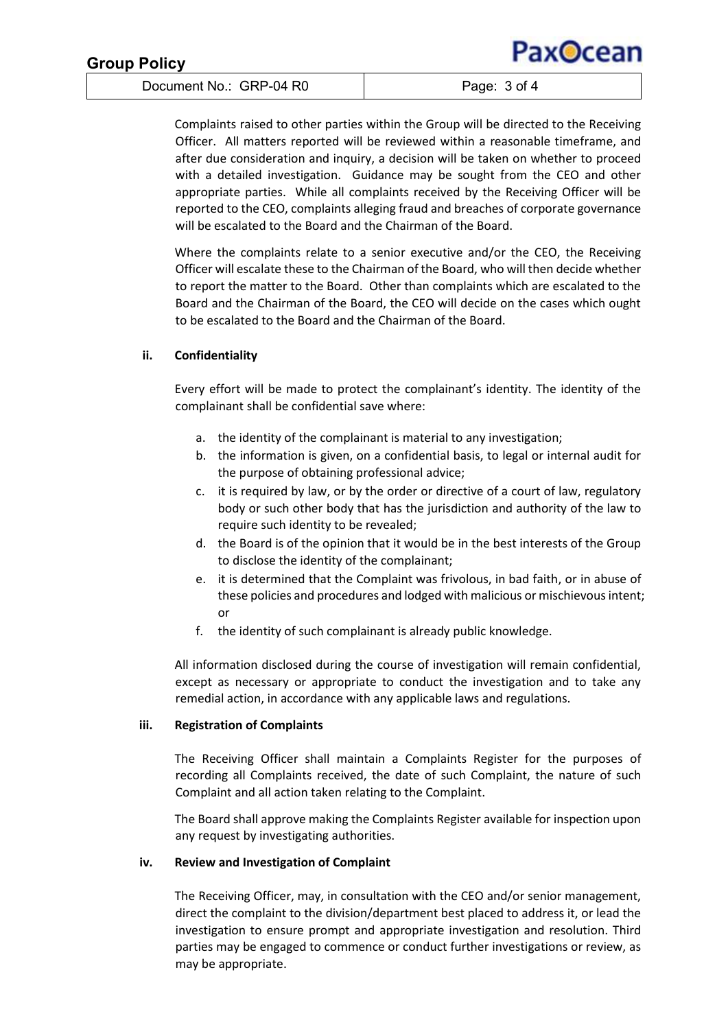Complaints raised to other parties within the Group will be directed to the Receiving Officer. All matters reported will be reviewed within a reasonable timeframe, and after due consideration and inquiry, a decision will be taken on whether to proceed with a detailed investigation. Guidance may be sought from the CEO and other appropriate parties. While all complaints received by the Receiving Officer will be reported to the CEO, complaints alleging fraud and breaches of corporate governance will be escalated to the Board and the Chairman of the Board.

Where the complaints relate to a senior executive and/or the CEO, the Receiving Officer will escalate these to the Chairman of the Board, who will then decide whether to report the matter to the Board. Other than complaints which are escalated to the Board and the Chairman of the Board, the CEO will decide on the cases which ought to be escalated to the Board and the Chairman of the Board.

**ii. Confidentiality**

Every effort will be made to protect the complainant's identity. The identity of the complainant shall be confidential save where:

a. the identity of the complainant is material to any investigation;
b. the information is given, on a confidential basis, to legal or internal audit for the purpose of obtaining professional advice;
c. it is required by law, or by the order or directive of a court of law, regulatory body or such other body that has the jurisdiction and authority of the law to require such identity to be revealed;
d. the Board is of the opinion that it would be in the best interests of the Group to disclose the identity of the complainant;
e. it is determined that the Complaint was frivolous, in bad faith, or in abuse of these policies and procedures and lodged with malicious or mischievous intent; or
f. the identity of such complainant is already public knowledge.

All information disclosed during the course of investigation will remain confidential, except as necessary or appropriate to conduct the investigation and to take any remedial action, in accordance with any applicable laws and regulations.

**iii. Registration of Complaints**

The Receiving Officer shall maintain a Complaints Register for the purposes of recording all Complaints received, the date of such Complaint, the nature of such Complaint and all action taken relating to the Complaint.

The Board shall approve making the Complaints Register available for inspection upon any request by investigating authorities.

**iv. Review and Investigation of Complaint**

The Receiving Officer, may, in consultation with the CEO and/or senior management, direct the complaint to the division/department best placed to address it, or lead the investigation to ensure prompt and appropriate investigation and resolution. Third parties may be engaged to commence or conduct further investigations or review, as may be appropriate.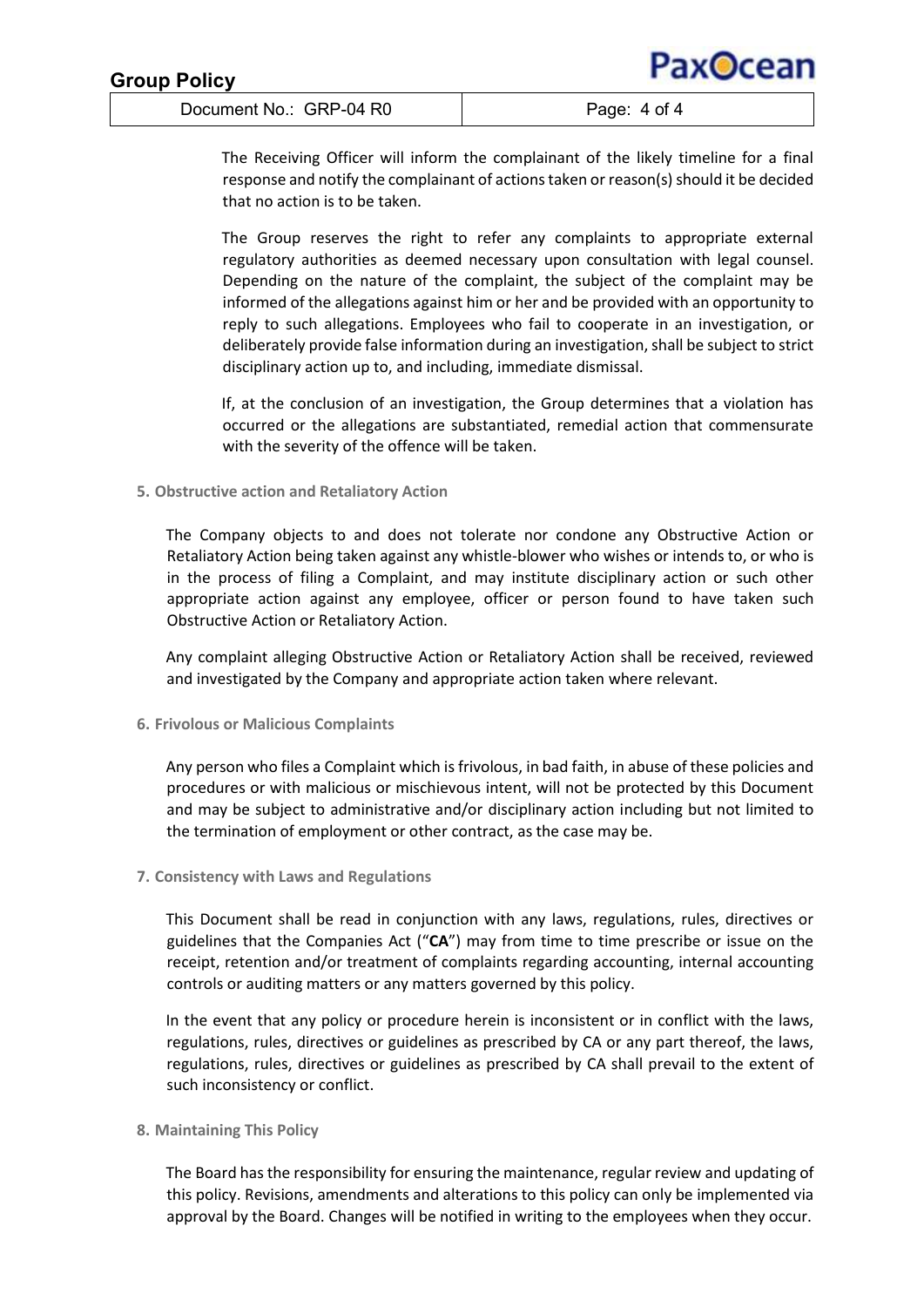The Receiving Officer will inform the complainant of the likely timeline for a final response and notify the complainant of actions taken or reason(s) should it be decided that no action is to be taken.

The Group reserves the right to refer any complaints to appropriate external regulatory authorities as deemed necessary upon consultation with legal counsel. Depending on the nature of the complaint, the subject of the complaint may be informed of the allegations against him or her and be provided with an opportunity to reply to such allegations. Employees who fail to cooperate in an investigation, or deliberately provide false information during an investigation, shall be subject to strict disciplinary action up to, and including, immediate dismissal.

If, at the conclusion of an investigation, the Group determines that a violation has occurred or the allegations are substantiated, remedial action that commensurate with the severity of the offence will be taken.

### 5. Obstructive action and Retaliatory Action

The Company objects to and does not tolerate nor condone any Obstructive Action or Retaliatory Action being taken against any whistle-blower who wishes or intends to, or who is in the process of filing a Complaint, and may institute disciplinary action or such other appropriate action against any employee, officer or person found to have taken such Obstructive Action or Retaliatory Action.

Any complaint alleging Obstructive Action or Retaliatory Action shall be received, reviewed and investigated by the Company and appropriate action taken where relevant.

### 6. Frivolous or Malicious Complaints

Any person who files a Complaint which is frivolous, in bad faith, in abuse of these policies and procedures or with malicious or mischievous intent, will not be protected by this Document and may be subject to administrative and/or disciplinary action including but not limited to the termination of employment or other contract, as the case may be.

### 7. Consistency with Laws and Regulations

This Document shall be read in conjunction with any laws, regulations, rules, directives or guidelines that the Companies Act ("**CA**") may from time to time prescribe or issue on the receipt, retention and/or treatment of complaints regarding accounting, internal accounting controls or auditing matters or any matters governed by this policy.

In the event that any policy or procedure herein is inconsistent or in conflict with the laws, regulations, rules, directives or guidelines as prescribed by CA or any part thereof, the laws, regulations, rules, directives or guidelines as prescribed by CA shall prevail to the extent of such inconsistency or conflict.

### 8. Maintaining This Policy

The Board has the responsibility for ensuring the maintenance, regular review and updating of this policy. Revisions, amendments and alterations to this policy can only be implemented via approval by the Board. Changes will be notified in writing to the employees when they occur.